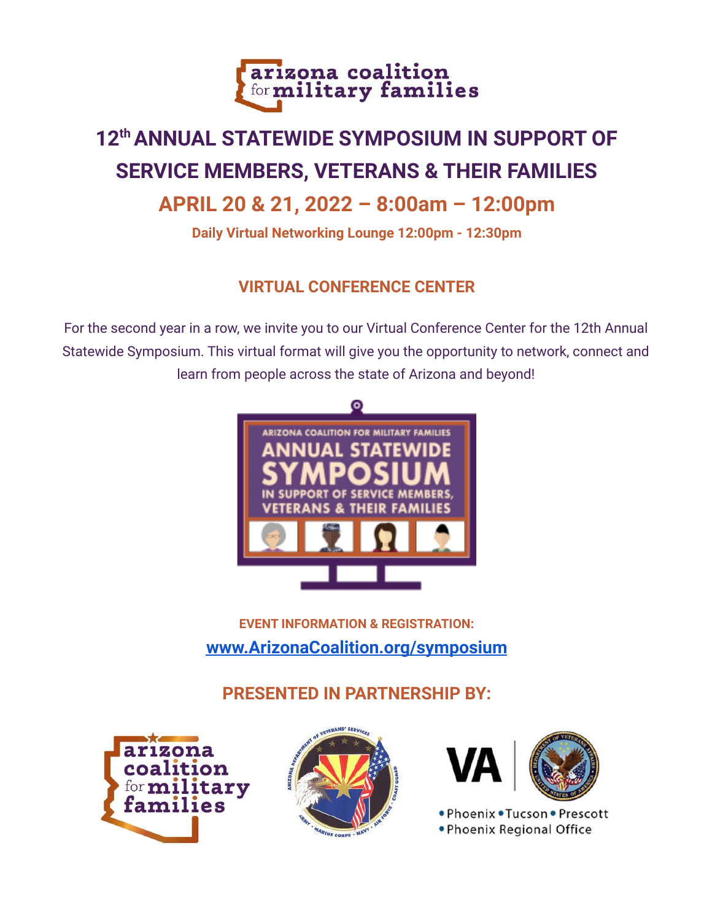# 12th ANNUAL STATEWIDE SYMPOSIUM IN SUPPORT OF SERVICE MEMBERS, VETERANS & THEIR FAMILIES

## APRIL 20 & 21, 2022 – 8:00am – 12:00pm

**Daily Virtual Networking Lounge 12:00pm - 12:30pm**

### VIRTUAL CONFERENCE CENTER

For the second year in a row, we invite you to our Virtual Conference Center for the 12th Annual Statewide Symposium. This virtual format will give you the opportunity to network, connect and learn from people across the state of Arizona and beyond!

**EVENT INFORMATION & REGISTRATION:**

[www.ArizonaCoalition.org/symposium](http://www.ArizonaCoalition.org/symposium)

### PRESENTED IN PARTNERSHIP BY:

- Phoenix
- Tucson
- Prescott
- Phoenix Regional Office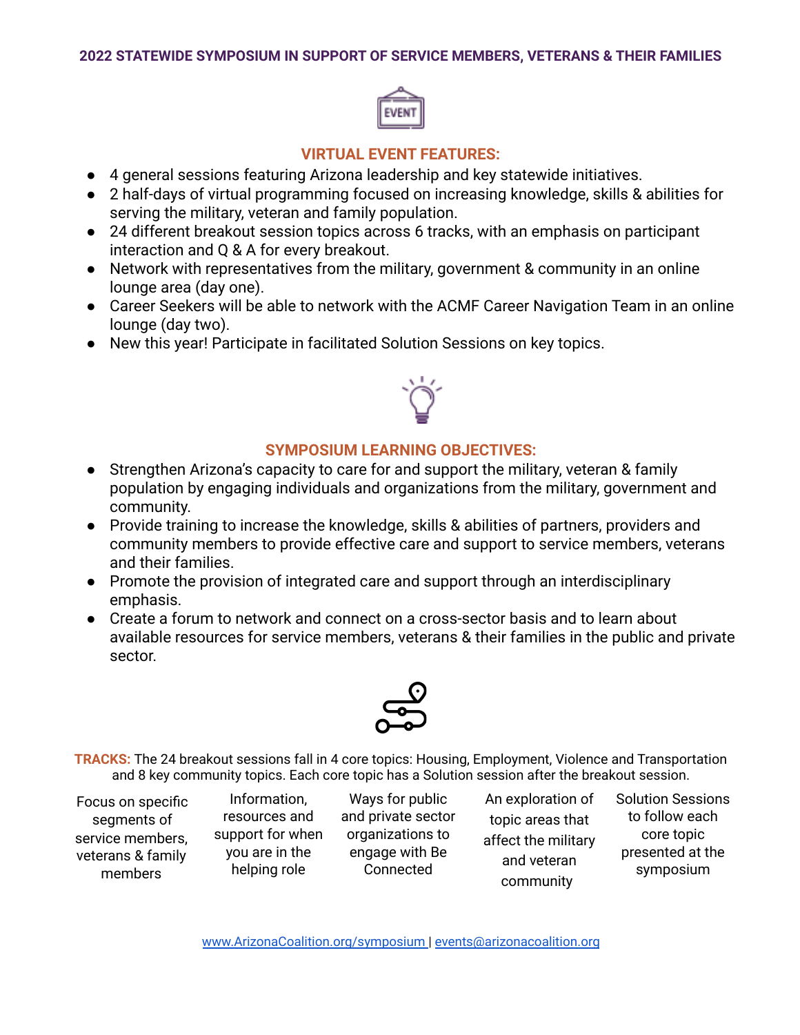**2022 STATEWIDE SYMPOSIUM IN SUPPORT OF SERVICE MEMBERS, VETERANS & THEIR FAMILIES**

## VIRTUAL EVENT FEATURES:

- 4 general sessions featuring Arizona leadership and key statewide initiatives.
- 2 half-days of virtual programming focused on increasing knowledge, skills & abilities for serving the military, veteran and family population.
- 24 different breakout session topics across 6 tracks, with an emphasis on participant interaction and Q & A for every breakout.
- Network with representatives from the military, government & community in an online lounge area (day one).
- Career Seekers will be able to network with the ACMF Career Navigation Team in an online lounge (day two).
- New this year! Participate in facilitated Solution Sessions on key topics.

## SYMPOSIUM LEARNING OBJECTIVES:

- Strengthen Arizona's capacity to care for and support the military, veteran & family population by engaging individuals and organizations from the military, government and community.
- Provide training to increase the knowledge, skills & abilities of partners, providers and community members to provide effective care and support to service members, veterans and their families.
- Promote the provision of integrated care and support through an interdisciplinary emphasis.
- Create a forum to network and connect on a cross-sector basis and to learn about available resources for service members, veterans & their families in the public and private sector.

**TRACKS:** The 24 breakout sessions fall in 4 core topics: Housing, Employment, Violence and Transportation and 8 key community topics. Each core topic has a Solution session after the breakout session.

| Focus on specific segments of service members, veterans & family members | Information, resources and support for when you are in the helping role | Ways for public and private sector organizations to engage with Be Connected | An exploration of topic areas that affect the military and veteran community | Solution Sessions to follow each core topic presented at the symposium |
|---|---|---|---|---|

www.ArizonaCoalition.org/symposium | events@arizonacoalition.org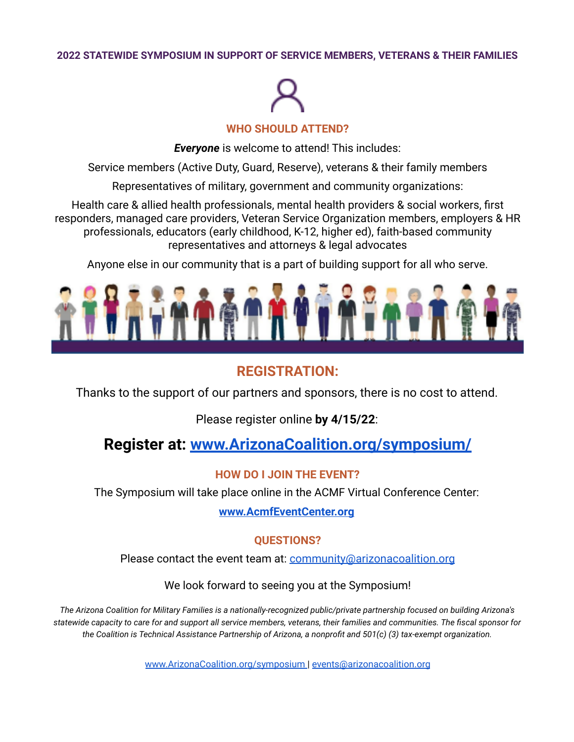**2022 STATEWIDE SYMPOSIUM IN SUPPORT OF SERVICE MEMBERS, VETERANS & THEIR FAMILIES**

## WHO SHOULD ATTEND?

***Everyone*** is welcome to attend! This includes:

Service members (Active Duty, Guard, Reserve), veterans & their family members

Representatives of military, government and community organizations:

Health care & allied health professionals, mental health providers & social workers, first responders, managed care providers, Veteran Service Organization members, employers & HR professionals, educators (early childhood, K-12, higher ed), faith-based community representatives and attorneys & legal advocates

Anyone else in our community that is a part of building support for all who serve.

## REGISTRATION:

Thanks to the support of our partners and sponsors, there is no cost to attend.

Please register online **by 4/15/22**:

# Register at: [www.ArizonaCoalition.org/symposium/](http://www.ArizonaCoalition.org/symposium/)

## HOW DO I JOIN THE EVENT?

The Symposium will take place online in the ACMF Virtual Conference Center:

**[www.AcmfEventCenter.org](http://www.AcmfEventCenter.org)**

## QUESTIONS?

Please contact the event team at: [community@arizonacoalition.org](mailto:community@arizonacoalition.org)

We look forward to seeing you at the Symposium!

*The Arizona Coalition for Military Families is a nationally-recognized public/private partnership focused on building Arizona's statewide capacity to care for and support all service members, veterans, their families and communities. The fiscal sponsor for the Coalition is Technical Assistance Partnership of Arizona, a nonprofit and 501(c) (3) tax-exempt organization.*

[www.ArizonaCoalition.org/symposium](http://www.ArizonaCoalition.org/symposium) | [events@arizonacoalition.org](mailto:events@arizonacoalition.org)